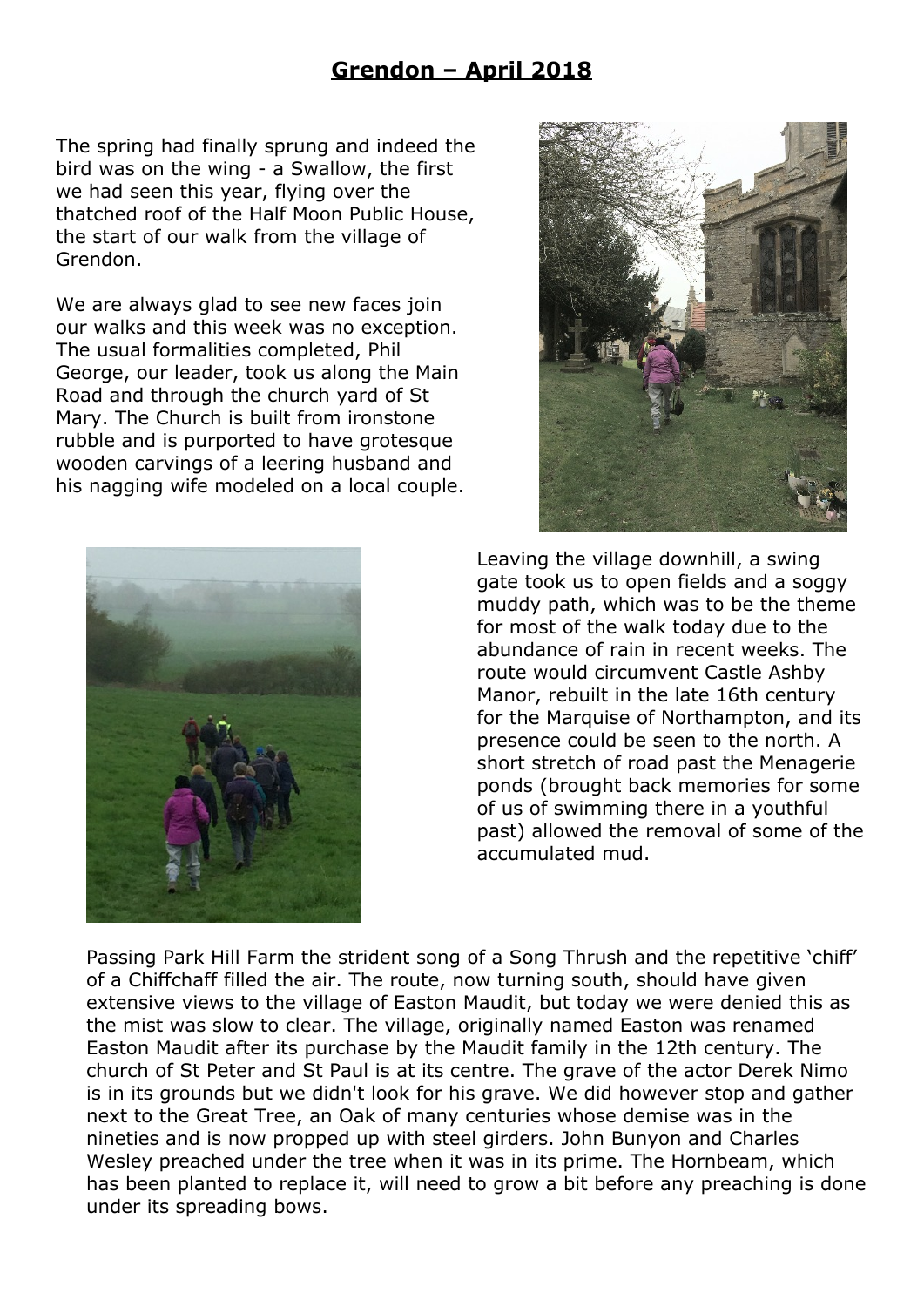## Grendon – April 2018

The spring had finally sprung and indeed the bird was on the wing - a Swallow, the first we had seen this year, flying over the thatched roof of the Half Moon Public House, the start of our walk from the village of Grendon.

We are always glad to see new faces join our walks and this week was no exception. The usual formalities completed, Phil George, our leader, took us along the Main Road and through the church yard of St Mary. The Church is built from ironstone rubble and is purported to have grotesque wooden carvings of a leering husband and his nagging wife modeled on a local couple.

Leaving the village downhill, a swing gate took us to open fields and a soggy muddy path, which was to be the theme for most of the walk today due to the abundance of rain in recent weeks. The route would circumvent Castle Ashby Manor, rebuilt in the late 16th century for the Marquise of Northampton, and its presence could be seen to the north. A short stretch of road past the Menagerie ponds (brought back memories for some of us of swimming there in a youthful past) allowed the removal of some of the accumulated mud.

Passing Park Hill Farm the strident song of a Song Thrush and the repetitive 'chiff' of a Chiffchaff filled the air. The route, now turning south, should have given extensive views to the village of Easton Maudit, but today we were denied this as the mist was slow to clear. The village, originally named Easton was renamed Easton Maudit after its purchase by the Maudit family in the 12th century. The church of St Peter and St Paul is at its centre. The grave of the actor Derek Nimo is in its grounds but we didn't look for his grave. We did however stop and gather next to the Great Tree, an Oak of many centuries whose demise was in the nineties and is now propped up with steel girders. John Bunyon and Charles Wesley preached under the tree when it was in its prime. The Hornbeam, which has been planted to replace it, will need to grow a bit before any preaching is done under its spreading bows.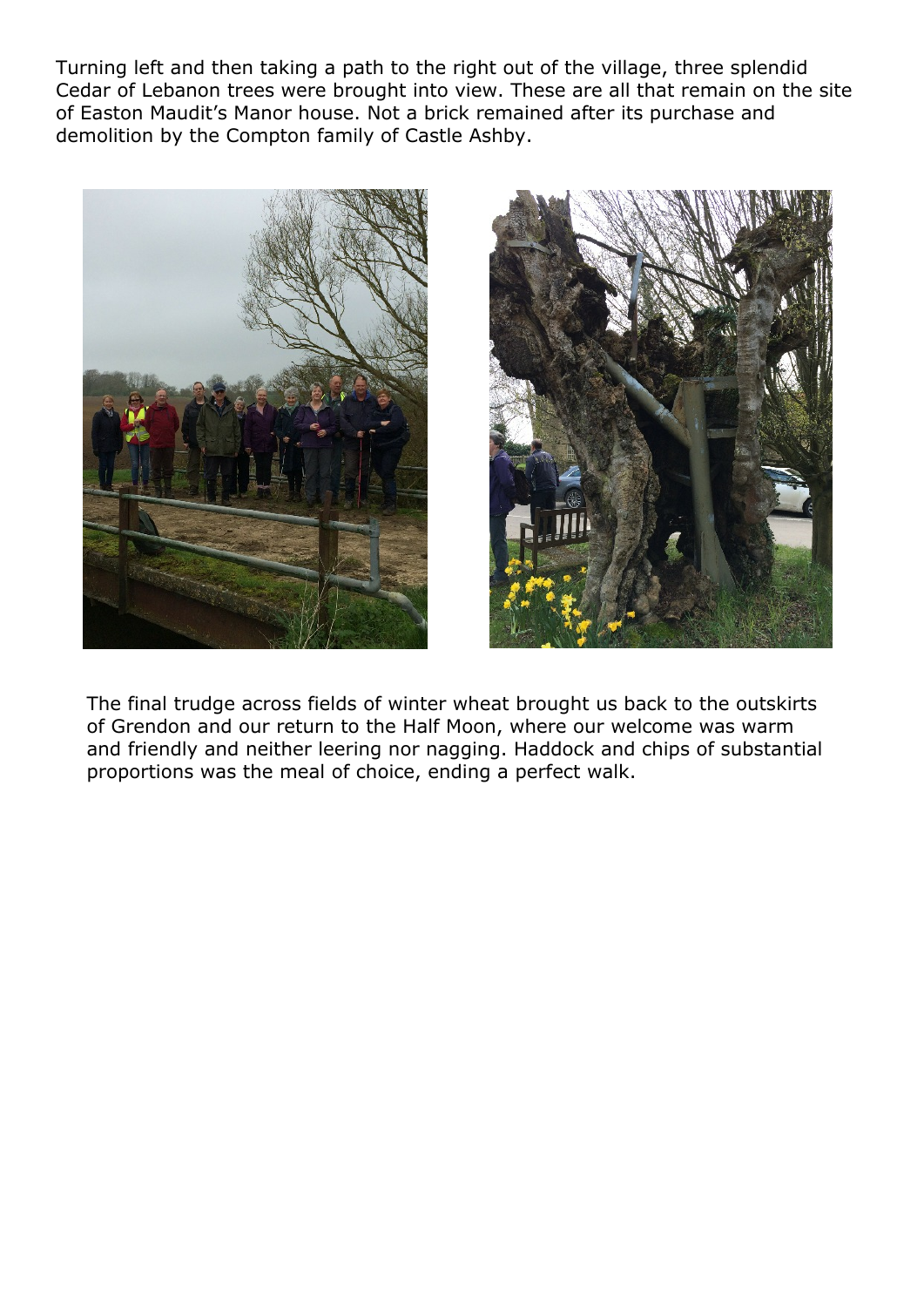Turning left and then taking a path to the right out of the village, three splendid Cedar of Lebanon trees were brought into view. These are all that remain on the site of Easton Maudit's Manor house. Not a brick remained after its purchase and demolition by the Compton family of Castle Ashby.

The final trudge across fields of winter wheat brought us back to the outskirts of Grendon and our return to the Half Moon, where our welcome was warm and friendly and neither leering nor nagging. Haddock and chips of substantial proportions was the meal of choice, ending a perfect walk.